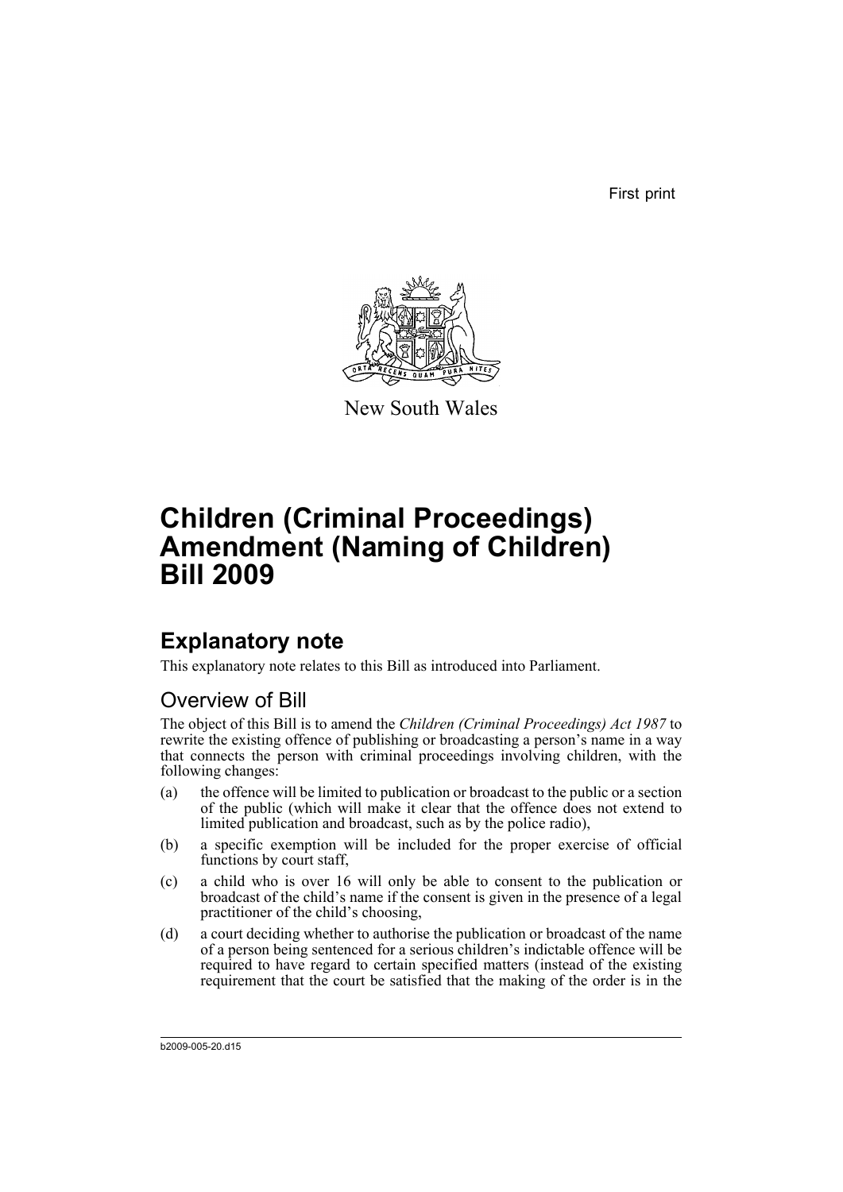First print

New South Wales

# Children (Criminal Proceedings) Amendment (Naming of Children) Bill 2009

## Explanatory note

This explanatory note relates to this Bill as introduced into Parliament.

### Overview of Bill

The object of this Bill is to amend the *Children (Criminal Proceedings) Act 1987* to rewrite the existing offence of publishing or broadcasting a person's name in a way that connects the person with criminal proceedings involving children, with the following changes:

(a) the offence will be limited to publication or broadcast to the public or a section of the public (which will make it clear that the offence does not extend to limited publication and broadcast, such as by the police radio),

(b) a specific exemption will be included for the proper exercise of official functions by court staff,

(c) a child who is over 16 will only be able to consent to the publication or broadcast of the child's name if the consent is given in the presence of a legal practitioner of the child's choosing,

(d) a court deciding whether to authorise the publication or broadcast of the name of a person being sentenced for a serious children's indictable offence will be required to have regard to certain specified matters (instead of the existing requirement that the court be satisfied that the making of the order is in the

b2009-005-20.d15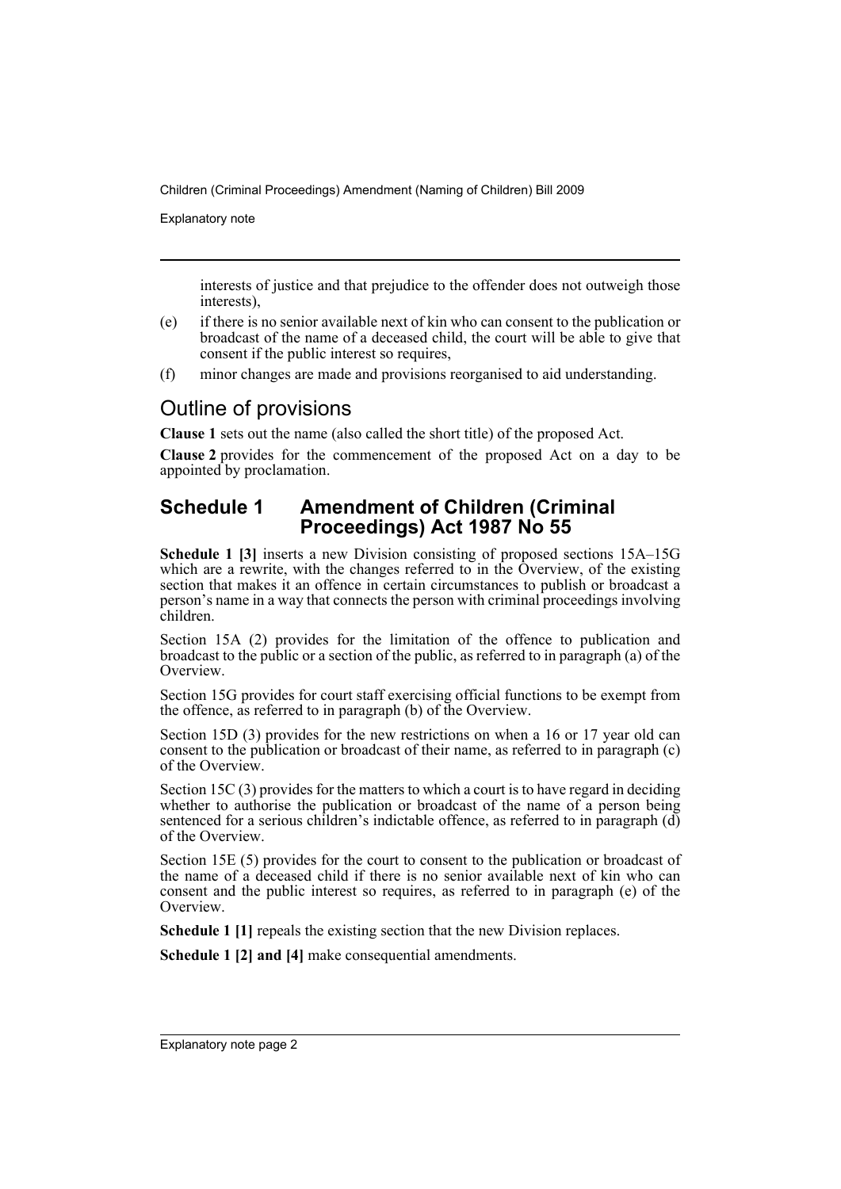interests of justice and that prejudice to the offender does not outweigh those interests),

(e) if there is no senior available next of kin who can consent to the publication or broadcast of the name of a deceased child, the court will be able to give that consent if the public interest so requires,

(f) minor changes are made and provisions reorganised to aid understanding.

## Outline of provisions

**Clause 1** sets out the name (also called the short title) of the proposed Act.

**Clause 2** provides for the commencement of the proposed Act on a day to be appointed by proclamation.

### Schedule 1 Amendment of Children (Criminal Proceedings) Act 1987 No 55

**Schedule 1 [3]** inserts a new Division consisting of proposed sections 15A–15G which are a rewrite, with the changes referred to in the Overview, of the existing section that makes it an offence in certain circumstances to publish or broadcast a person's name in a way that connects the person with criminal proceedings involving children.

Section 15A (2) provides for the limitation of the offence to publication and broadcast to the public or a section of the public, as referred to in paragraph (a) of the Overview.

Section 15G provides for court staff exercising official functions to be exempt from the offence, as referred to in paragraph (b) of the Overview.

Section 15D (3) provides for the new restrictions on when a 16 or 17 year old can consent to the publication or broadcast of their name, as referred to in paragraph (c) of the Overview.

Section 15C (3) provides for the matters to which a court is to have regard in deciding whether to authorise the publication or broadcast of the name of a person being sentenced for a serious children's indictable offence, as referred to in paragraph (d) of the Overview.

Section 15E (5) provides for the court to consent to the publication or broadcast of the name of a deceased child if there is no senior available next of kin who can consent and the public interest so requires, as referred to in paragraph (e) of the Overview.

**Schedule 1 [1]** repeals the existing section that the new Division replaces.

**Schedule 1 [2] and [4]** make consequential amendments.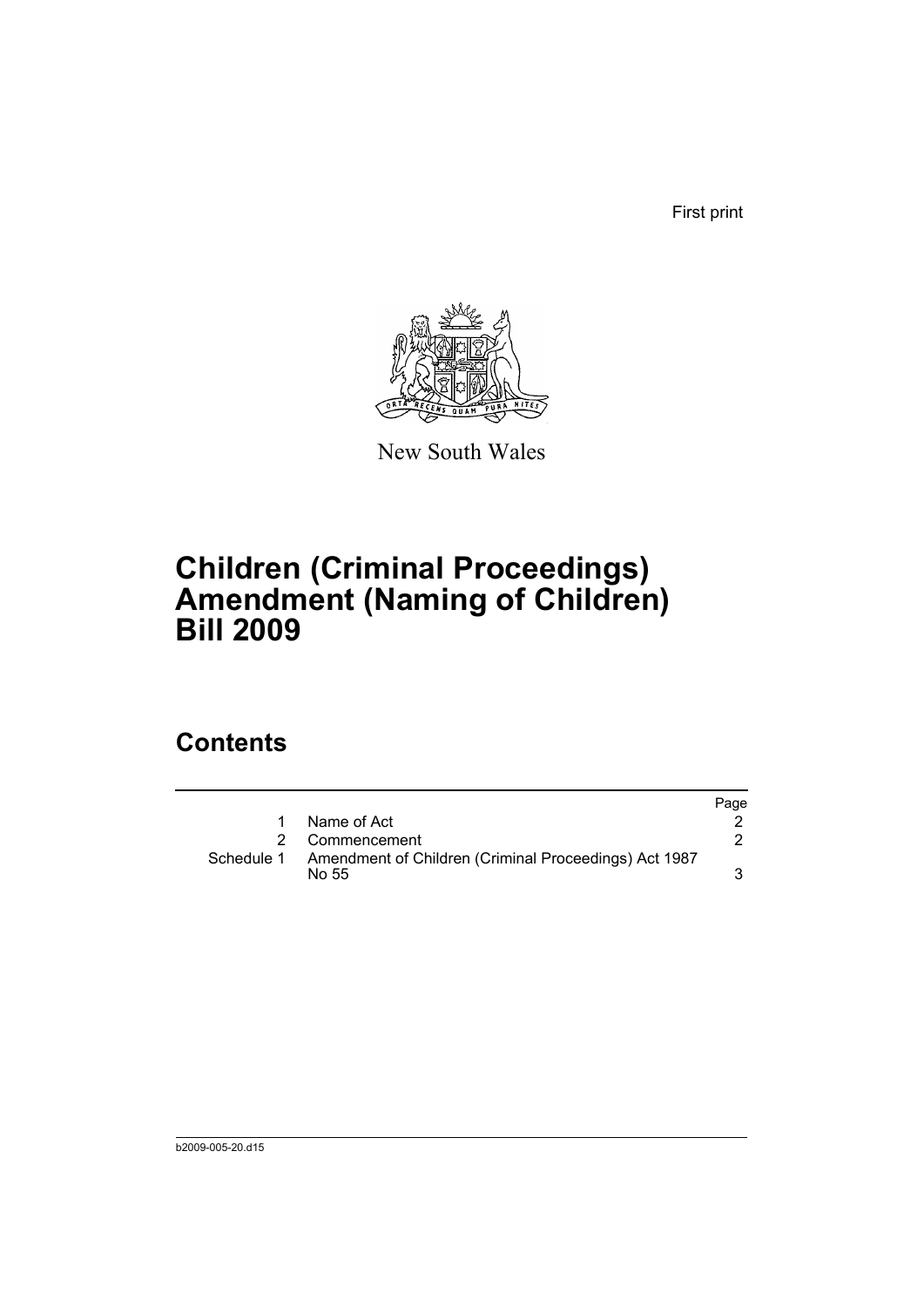First print

New South Wales

# Children (Criminal Proceedings) Amendment (Naming of Children) Bill 2009

## Contents

| | | Page |
|---|---|---|
| 1 | Name of Act | 2 |
| 2 | Commencement | 2 |
| Schedule 1 | Amendment of Children (Criminal Proceedings) Act 1987 No 55 | 3 |

b2009-005-20.d15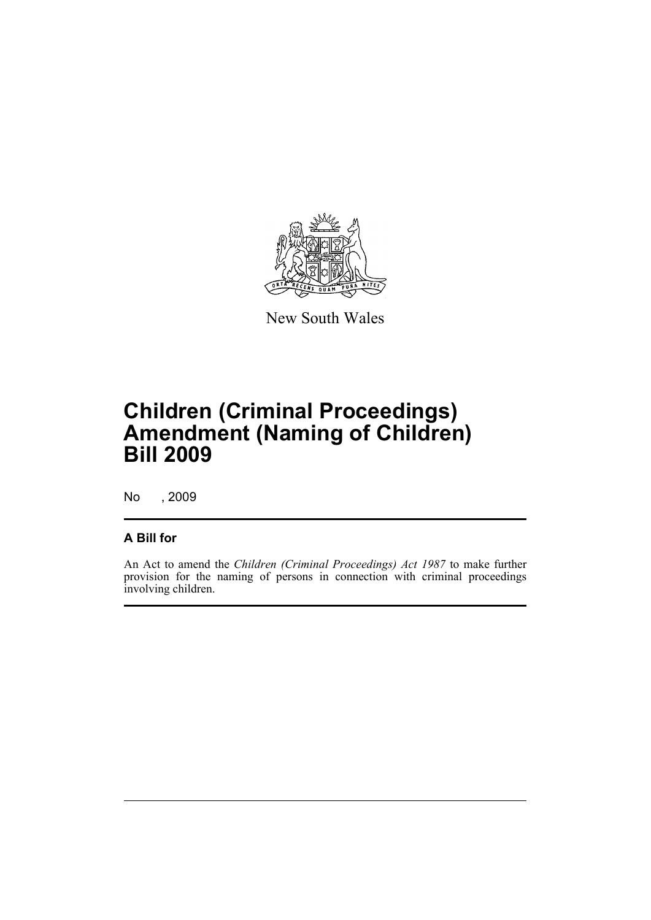New South Wales

# Children (Criminal Proceedings) Amendment (Naming of Children) Bill 2009

No , 2009

## A Bill for

An Act to amend the *Children (Criminal Proceedings) Act 1987* to make further provision for the naming of persons in connection with criminal proceedings involving children.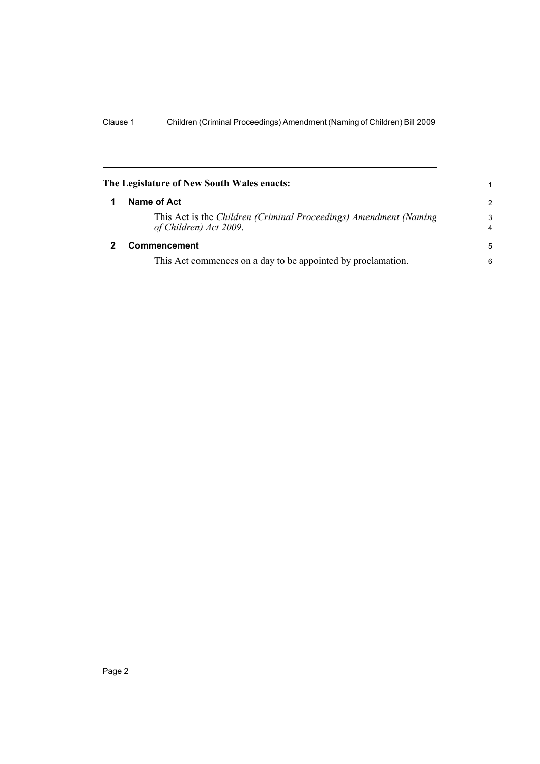**The Legislature of New South Wales enacts:**

## 1 Name of Act

This Act is the *Children (Criminal Proceedings) Amendment (Naming of Children) Act 2009*.

## 2 Commencement

This Act commences on a day to be appointed by proclamation.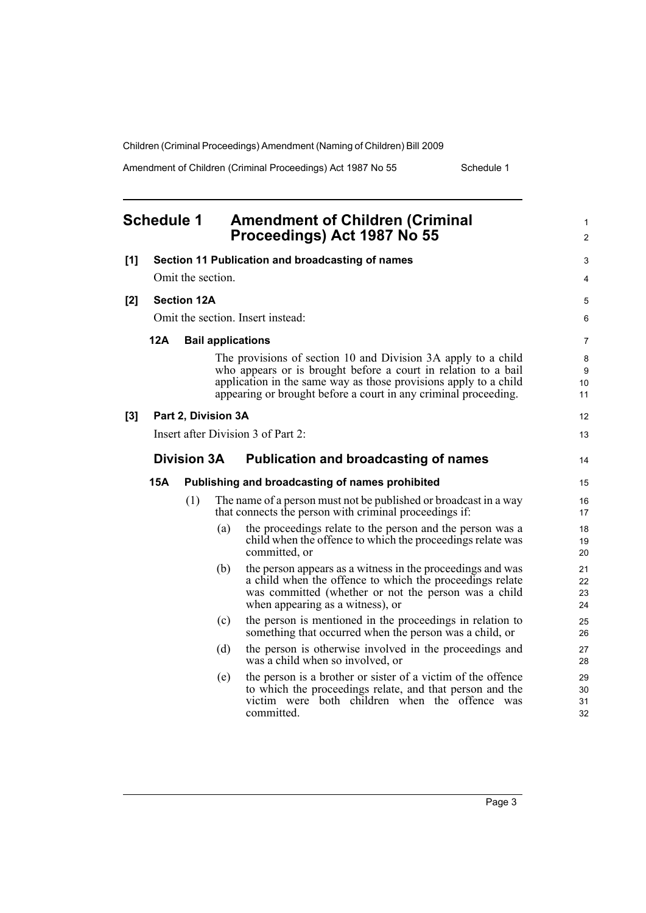## Schedule 1 Amendment of Children (Criminal Proceedings) Act 1987 No 55

**[1] Section 11 Publication and broadcasting of names**

Omit the section.

**[2] Section 12A**

Omit the section. Insert instead:

**12A Bail applications**

The provisions of section 10 and Division 3A apply to a child who appears or is brought before a court in relation to a bail application in the same way as those provisions apply to a child appearing or brought before a court in any criminal proceeding.

**[3] Part 2, Division 3A**

Insert after Division 3 of Part 2:

### Division 3A Publication and broadcasting of names

**15A Publishing and broadcasting of names prohibited**

(1) The name of a person must not be published or broadcast in a way that connects the person with criminal proceedings if:

(a) the proceedings relate to the person and the person was a child when the offence to which the proceedings relate was committed, or

(b) the person appears as a witness in the proceedings and was a child when the offence to which the proceedings relate was committed (whether or not the person was a child when appearing as a witness), or

(c) the person is mentioned in the proceedings in relation to something that occurred when the person was a child, or

(d) the person is otherwise involved in the proceedings and was a child when so involved, or

(e) the person is a brother or sister of a victim of the offence to which the proceedings relate, and that person and the victim were both children when the offence was committed.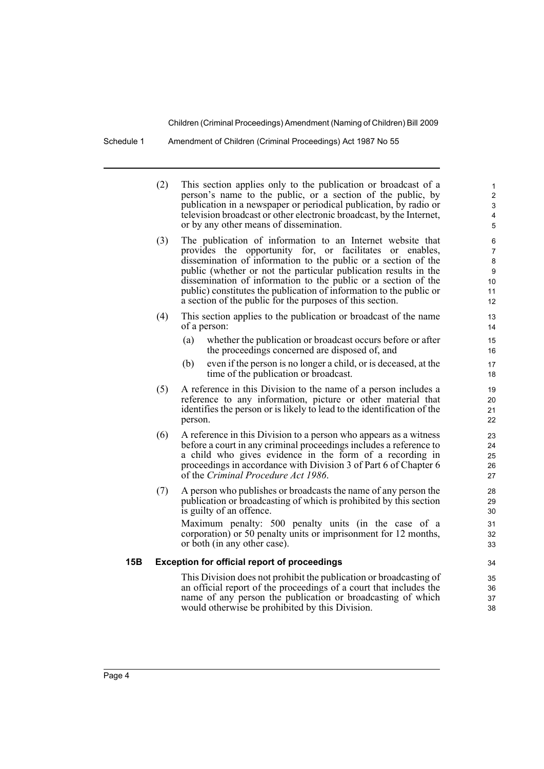(2) This section applies only to the publication or broadcast of a person's name to the public, or a section of the public, by publication in a newspaper or periodical publication, by radio or television broadcast or other electronic broadcast, by the Internet, or by any other means of dissemination.

(3) The publication of information to an Internet website that provides the opportunity for, or facilitates or enables, dissemination of information to the public or a section of the public (whether or not the particular publication results in the dissemination of information to the public or a section of the public) constitutes the publication of information to the public or a section of the public for the purposes of this section.

(4) This section applies to the publication or broadcast of the name of a person:

- (a) whether the publication or broadcast occurs before or after the proceedings concerned are disposed of, and
- (b) even if the person is no longer a child, or is deceased, at the time of the publication or broadcast.

(5) A reference in this Division to the name of a person includes a reference to any information, picture or other material that identifies the person or is likely to lead to the identification of the person.

(6) A reference in this Division to a person who appears as a witness before a court in any criminal proceedings includes a reference to a child who gives evidence in the form of a recording in proceedings in accordance with Division 3 of Part 6 of Chapter 6 of the *Criminal Procedure Act 1986*.

(7) A person who publishes or broadcasts the name of any person the publication or broadcasting of which is prohibited by this section is guilty of an offence.

Maximum penalty: 500 penalty units (in the case of a corporation) or 50 penalty units or imprisonment for 12 months, or both (in any other case).

**15B Exception for official report of proceedings**

This Division does not prohibit the publication or broadcasting of an official report of the proceedings of a court that includes the name of any person the publication or broadcasting of which would otherwise be prohibited by this Division.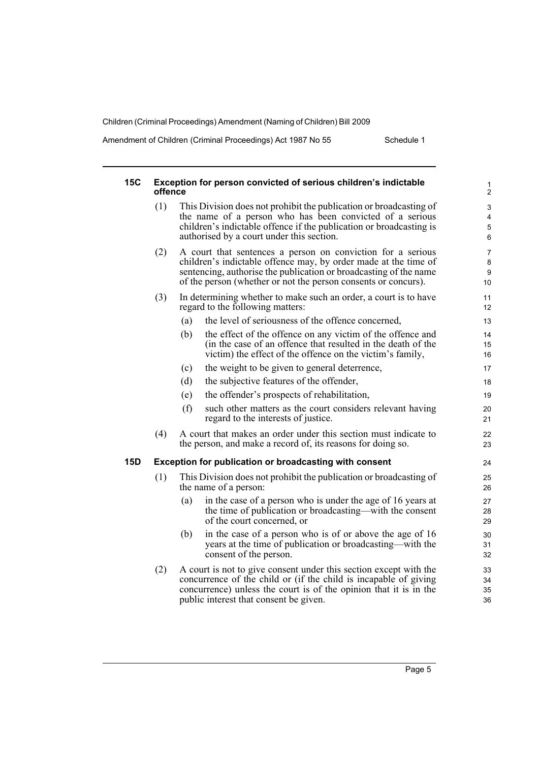**15C Exception for person convicted of serious children's indictable offence**

(1) This Division does not prohibit the publication or broadcasting of the name of a person who has been convicted of a serious children's indictable offence if the publication or broadcasting is authorised by a court under this section.

(2) A court that sentences a person on conviction for a serious children's indictable offence may, by order made at the time of sentencing, authorise the publication or broadcasting of the name of the person (whether or not the person consents or concurs).

(3) In determining whether to make such an order, a court is to have regard to the following matters:

(a) the level of seriousness of the offence concerned,

(b) the effect of the offence on any victim of the offence and (in the case of an offence that resulted in the death of the victim) the effect of the offence on the victim's family,

(c) the weight to be given to general deterrence,

(d) the subjective features of the offender,

(e) the offender's prospects of rehabilitation,

(f) such other matters as the court considers relevant having regard to the interests of justice.

(4) A court that makes an order under this section must indicate to the person, and make a record of, its reasons for doing so.

**15D Exception for publication or broadcasting with consent**

(1) This Division does not prohibit the publication or broadcasting of the name of a person:

(a) in the case of a person who is under the age of 16 years at the time of publication or broadcasting—with the consent of the court concerned, or

(b) in the case of a person who is of or above the age of 16 years at the time of publication or broadcasting—with the consent of the person.

(2) A court is not to give consent under this section except with the concurrence of the child or (if the child is incapable of giving concurrence) unless the court is of the opinion that it is in the public interest that consent be given.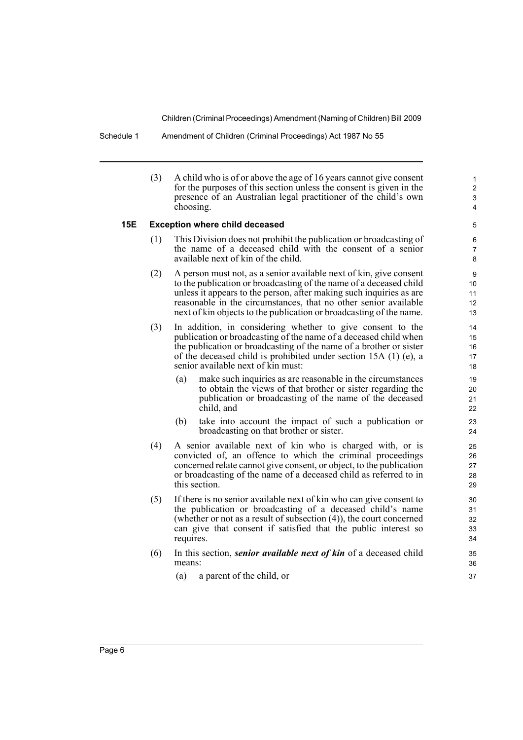(3) A child who is of or above the age of 16 years cannot give consent for the purposes of this section unless the consent is given in the presence of an Australian legal practitioner of the child's own choosing.

### 15E Exception where child deceased

(1) This Division does not prohibit the publication or broadcasting of the name of a deceased child with the consent of a senior available next of kin of the child.

(2) A person must not, as a senior available next of kin, give consent to the publication or broadcasting of the name of a deceased child unless it appears to the person, after making such inquiries as are reasonable in the circumstances, that no other senior available next of kin objects to the publication or broadcasting of the name.

(3) In addition, in considering whether to give consent to the publication or broadcasting of the name of a deceased child when the publication or broadcasting of the name of a brother or sister of the deceased child is prohibited under section 15A (1) (e), a senior available next of kin must:

- (a) make such inquiries as are reasonable in the circumstances to obtain the views of that brother or sister regarding the publication or broadcasting of the name of the deceased child, and
- (b) take into account the impact of such a publication or broadcasting on that brother or sister.

(4) A senior available next of kin who is charged with, or is convicted of, an offence to which the criminal proceedings concerned relate cannot give consent, or object, to the publication or broadcasting of the name of a deceased child as referred to in this section.

(5) If there is no senior available next of kin who can give consent to the publication or broadcasting of a deceased child's name (whether or not as a result of subsection (4)), the court concerned can give that consent if satisfied that the public interest so requires.

(6) In this section, ***senior available next of kin*** of a deceased child means:

- (a) a parent of the child, or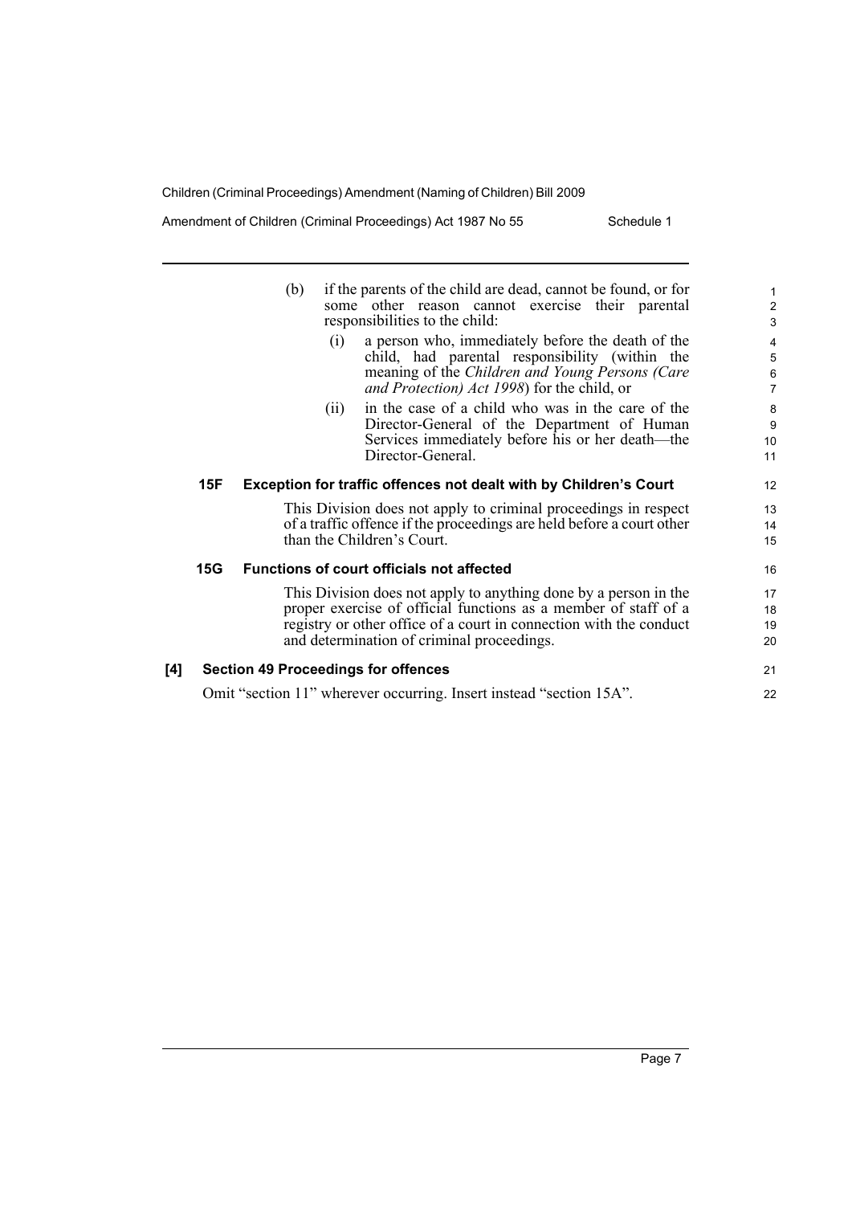(b) if the parents of the child are dead, cannot be found, or for some other reason cannot exercise their parental responsibilities to the child:

(i) a person who, immediately before the death of the child, had parental responsibility (within the meaning of the *Children and Young Persons (Care and Protection) Act 1998*) for the child, or

(ii) in the case of a child who was in the care of the Director-General of the Department of Human Services immediately before his or her death—the Director-General.

**15F Exception for traffic offences not dealt with by Children's Court**

This Division does not apply to criminal proceedings in respect of a traffic offence if the proceedings are held before a court other than the Children's Court.

**15G Functions of court officials not affected**

This Division does not apply to anything done by a person in the proper exercise of official functions as a member of staff of a registry or other office of a court in connection with the conduct and determination of criminal proceedings.

**[4] Section 49 Proceedings for offences**

Omit "section 11" wherever occurring. Insert instead "section 15A".